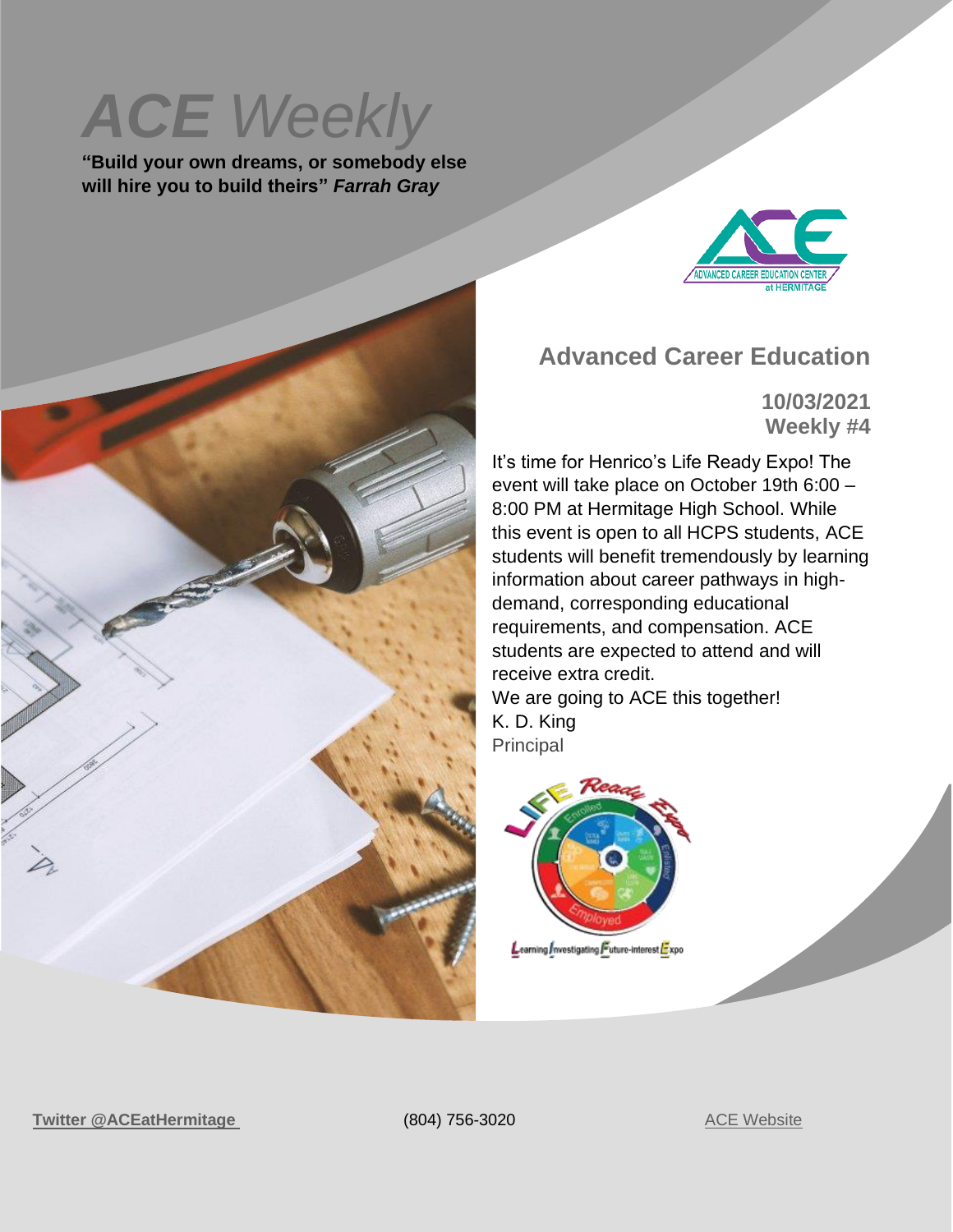# *ACE Weekly*

**"Build your own dreams, or somebody else will hire you to build theirs"** ***Farrah Gray***

## Advanced Career Education

**10/03/2021**
**Weekly #4**

It's time for Henrico's Life Ready Expo! The event will take place on October 19th 6:00 – 8:00 PM at Hermitage High School. While this event is open to all HCPS students, ACE students will benefit tremendously by learning information about career pathways in high-demand, corresponding educational requirements, and compensation. ACE students are expected to attend and will receive extra credit.

We are going to ACE this together!

K. D. King
Principal

**Twitter @ACEatHermitage** (804) 756-3020 ACE Website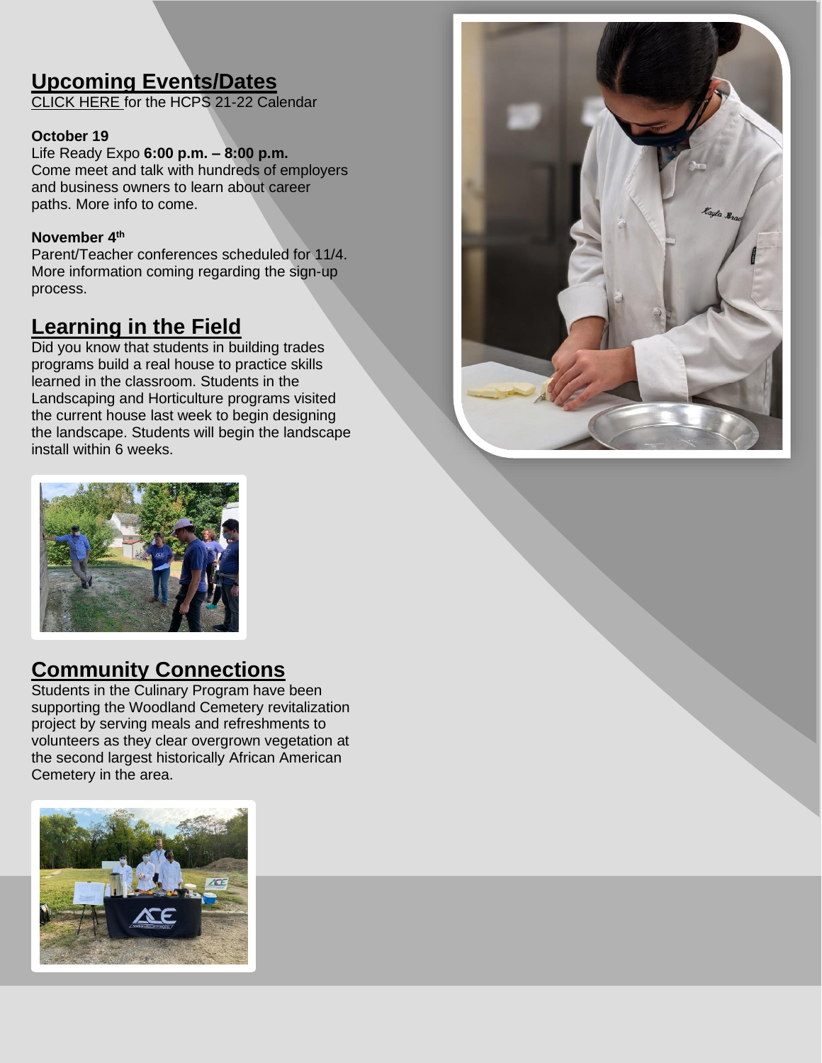## Upcoming Events/Dates

CLICK HERE for the HCPS 21-22 Calendar

**October 19**

Life Ready Expo **6:00 p.m. – 8:00 p.m.**
Come meet and talk with hundreds of employers and business owners to learn about career paths. More info to come.

**November 4th**

Parent/Teacher conferences scheduled for 11/4. More information coming regarding the sign-up process.

## Learning in the Field

Did you know that students in building trades programs build a real house to practice skills learned in the classroom. Students in the Landscaping and Horticulture programs visited the current house last week to begin designing the landscape. Students will begin the landscape install within 6 weeks.

## Community Connections

Students in the Culinary Program have been supporting the Woodland Cemetery revitalization project by serving meals and refreshments to volunteers as they clear overgrown vegetation at the second largest historically African American Cemetery in the area.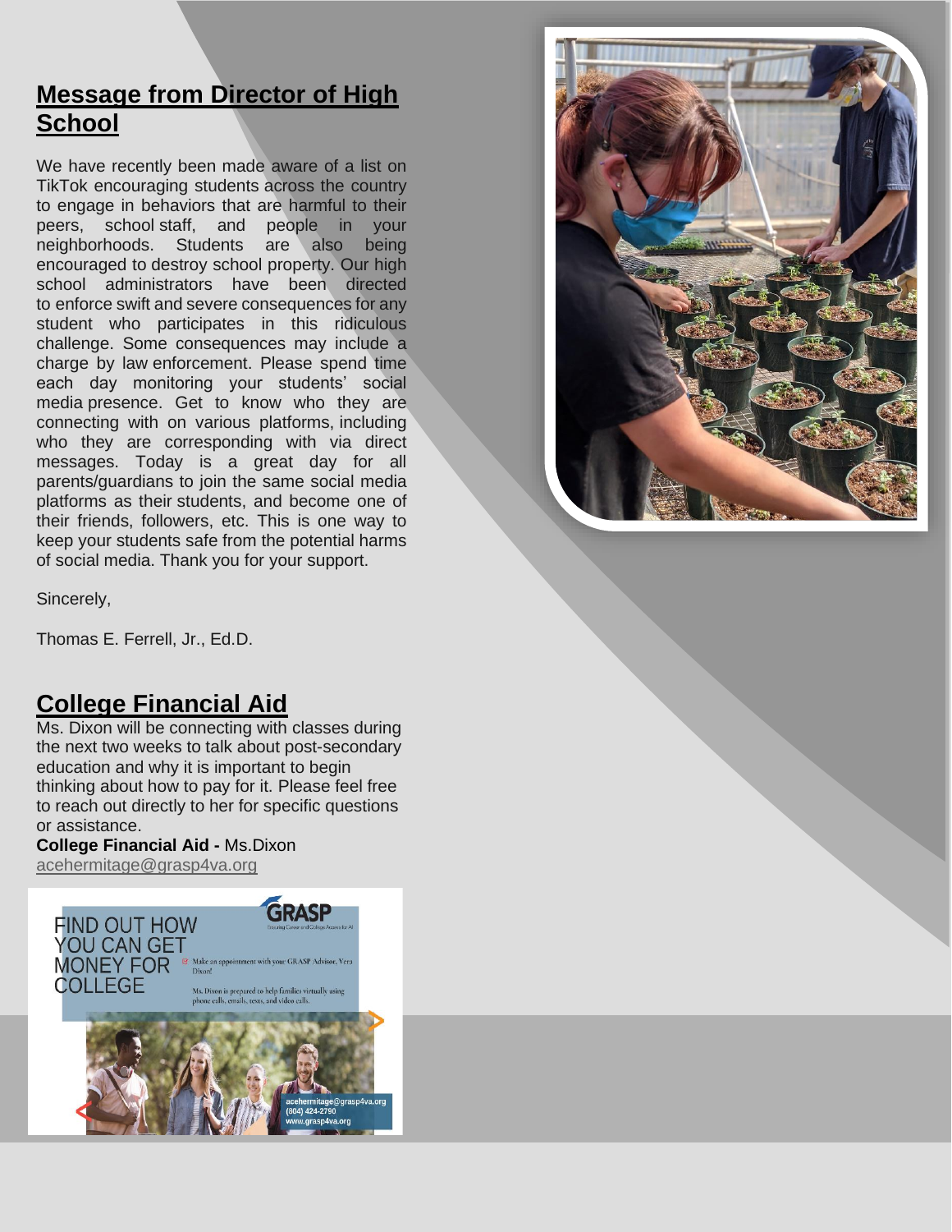## Message from Director of High School

We have recently been made aware of a list on TikTok encouraging students across the country to engage in behaviors that are harmful to their peers, school staff, and people in your neighborhoods. Students are also being encouraged to destroy school property. Our high school administrators have been directed to enforce swift and severe consequences for any student who participates in this ridiculous challenge. Some consequences may include a charge by law enforcement. Please spend time each day monitoring your students' social media presence. Get to know who they are connecting with on various platforms, including who they are corresponding with via direct messages. Today is a great day for all parents/guardians to join the same social media platforms as their students, and become one of their friends, followers, etc. This is one way to keep your students safe from the potential harms of social media. Thank you for your support.

Sincerely,

Thomas E. Ferrell, Jr., Ed.D.

## College Financial Aid

Ms. Dixon will be connecting with classes during the next two weeks to talk about post-secondary education and why it is important to begin thinking about how to pay for it. Please feel free to reach out directly to her for specific questions or assistance.

**College Financial Aid -** Ms.Dixon
acehermitage@grasp4va.org

FIND OUT HOW YOU CAN GET MONEY FOR COLLEGE

GRASP

Make an appointment with your GRASP Advisor, Vera Dixon!

Ms. Dixon is prepared to help families virtually using phone calls, emails, texts, and video calls.

acehermitage@grasp4va.org
(804) 424-2790
www.grasp4va.org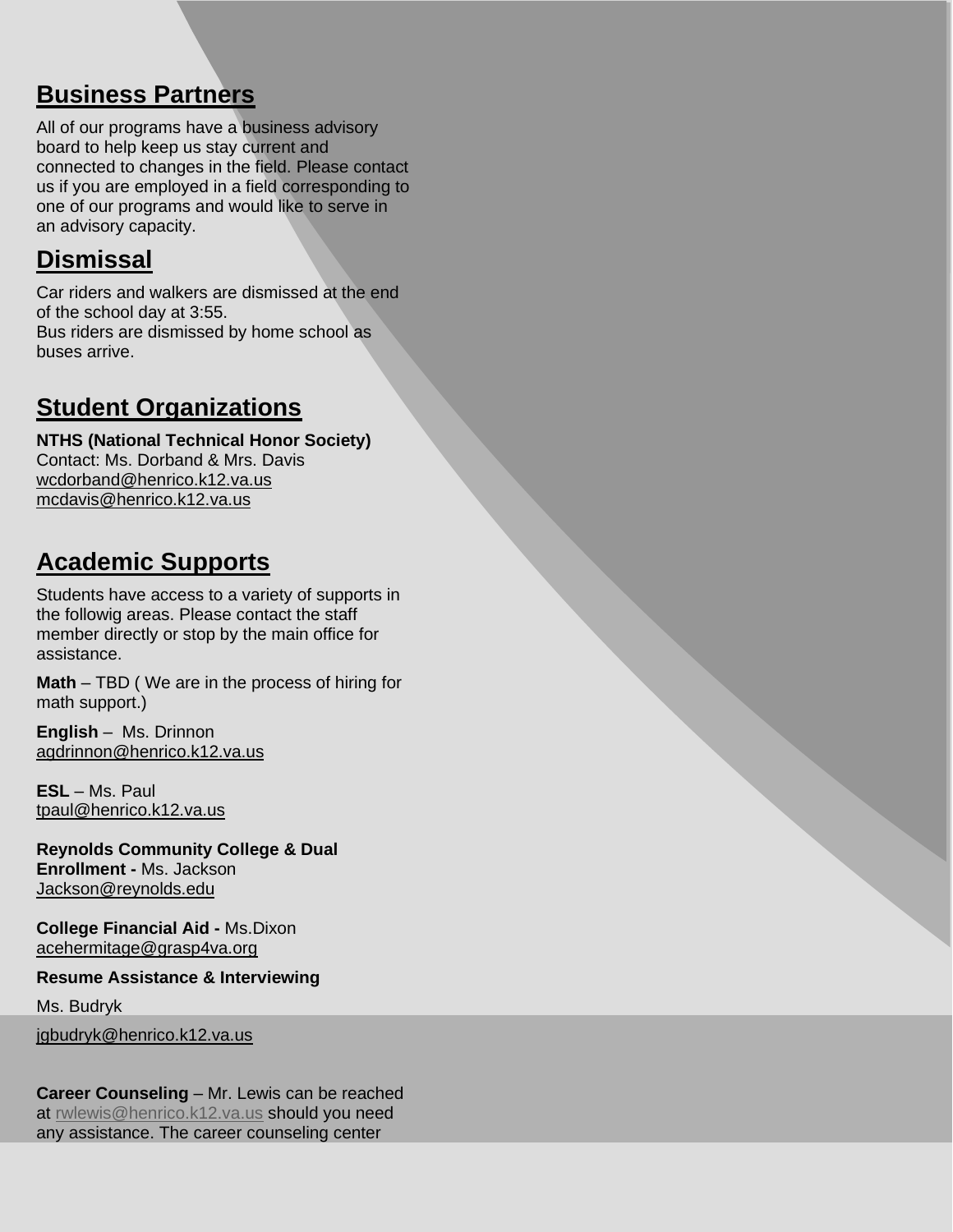## Business Partners

All of our programs have a business advisory board to help keep us stay current and connected to changes in the field. Please contact us if you are employed in a field corresponding to one of our programs and would like to serve in an advisory capacity.

## Dismissal

Car riders and walkers are dismissed at the end of the school day at 3:55.
Bus riders are dismissed by home school as buses arrive.

## Student Organizations

**NTHS (National Technical Honor Society)**
Contact: Ms. Dorband & Mrs. Davis
wcdorband@henrico.k12.va.us
mcdavis@henrico.k12.va.us

## Academic Supports

Students have access to a variety of supports in the followig areas. Please contact the staff member directly or stop by the main office for assistance.

**Math** – TBD ( We are in the process of hiring for math support.)

**English** – Ms. Drinnon
agdrinnon@henrico.k12.va.us

**ESL** – Ms. Paul
tpaul@henrico.k12.va.us

**Reynolds Community College & Dual Enrollment -** Ms. Jackson
Jackson@reynolds.edu

**College Financial Aid -** Ms.Dixon
acehermitage@grasp4va.org

**Resume Assistance & Interviewing**

Ms. Budryk

jgbudryk@henrico.k12.va.us

**Career Counseling** – Mr. Lewis can be reached at rwlewis@henrico.k12.va.us should you need any assistance. The career counseling center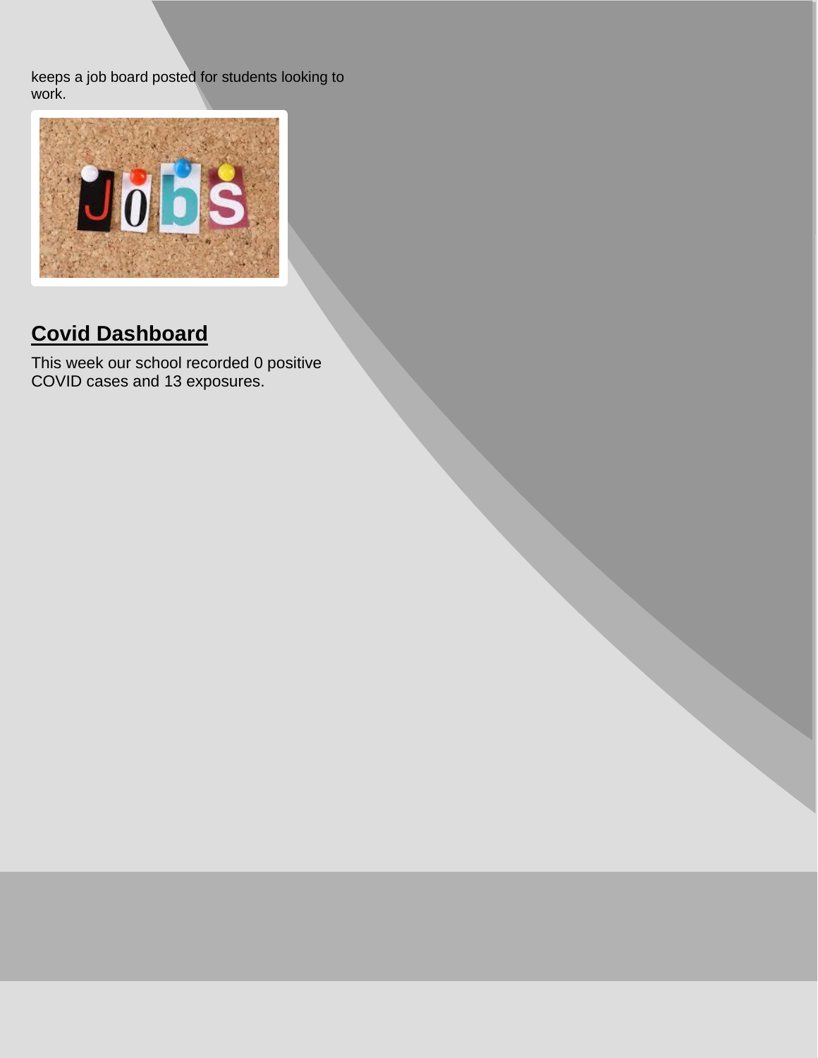keeps a job board posted for students looking to work.

## Covid Dashboard

This week our school recorded 0 positive COVID cases and 13 exposures.